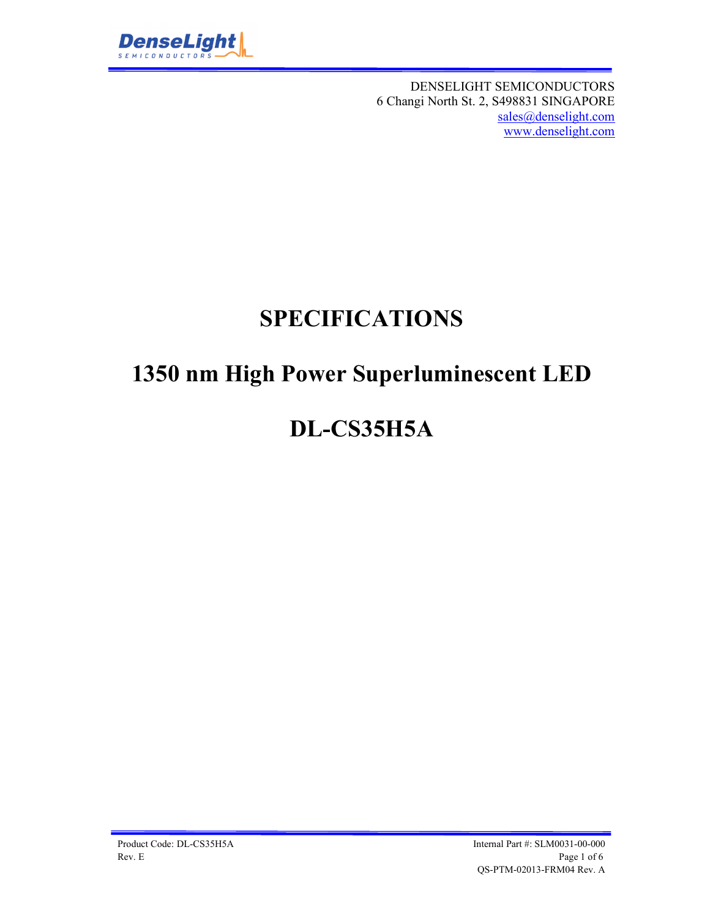DENSELIGHT SEMICONDUCTORS
6 Changi North St. 2, S498831 SINGAPORE
sales@denselight.com
www.denselight.com

# SPECIFICATIONS

# 1350 nm High Power Superluminescent LED

# DL-CS35H5A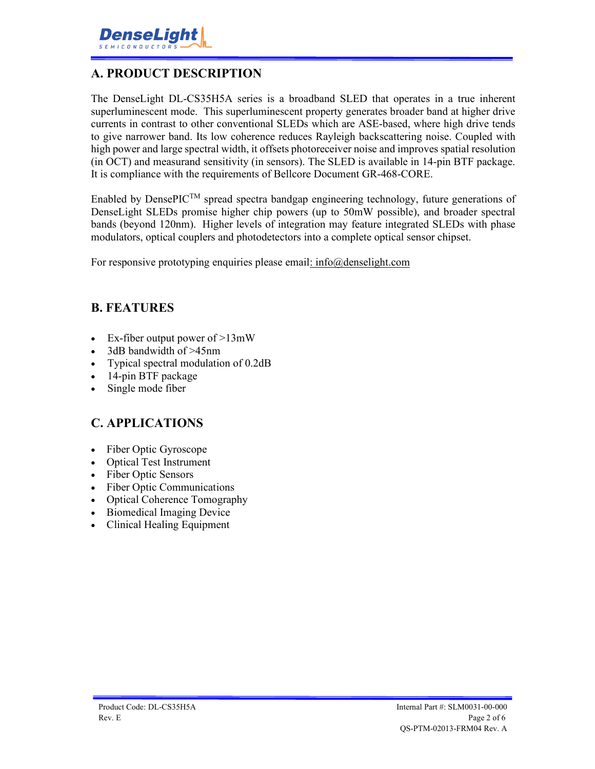## A. PRODUCT DESCRIPTION

The DenseLight DL-CS35H5A series is a broadband SLED that operates in a true inherent superluminescent mode. This superluminescent property generates broader band at higher drive currents in contrast to other conventional SLEDs which are ASE-based, where high drive tends to give narrower band. Its low coherence reduces Rayleigh backscattering noise. Coupled with high power and large spectral width, it offsets photoreceiver noise and improves spatial resolution (in OCT) and measurand sensitivity (in sensors). The SLED is available in 14-pin BTF package. It is compliance with the requirements of Bellcore Document GR-468-CORE.

Enabled by DensePIC™ spread spectra bandgap engineering technology, future generations of DenseLight SLEDs promise higher chip powers (up to 50mW possible), and broader spectral bands (beyond 120nm). Higher levels of integration may feature integrated SLEDs with phase modulators, optical couplers and photodetectors into a complete optical sensor chipset.

For responsive prototyping enquiries please email: info@denselight.com

## B. FEATURES

- Ex-fiber output power of >13mW
- 3dB bandwidth of >45nm
- Typical spectral modulation of 0.2dB
- 14-pin BTF package
- Single mode fiber

## C. APPLICATIONS

- Fiber Optic Gyroscope
- Optical Test Instrument
- Fiber Optic Sensors
- Fiber Optic Communications
- Optical Coherence Tomography
- Biomedical Imaging Device
- Clinical Healing Equipment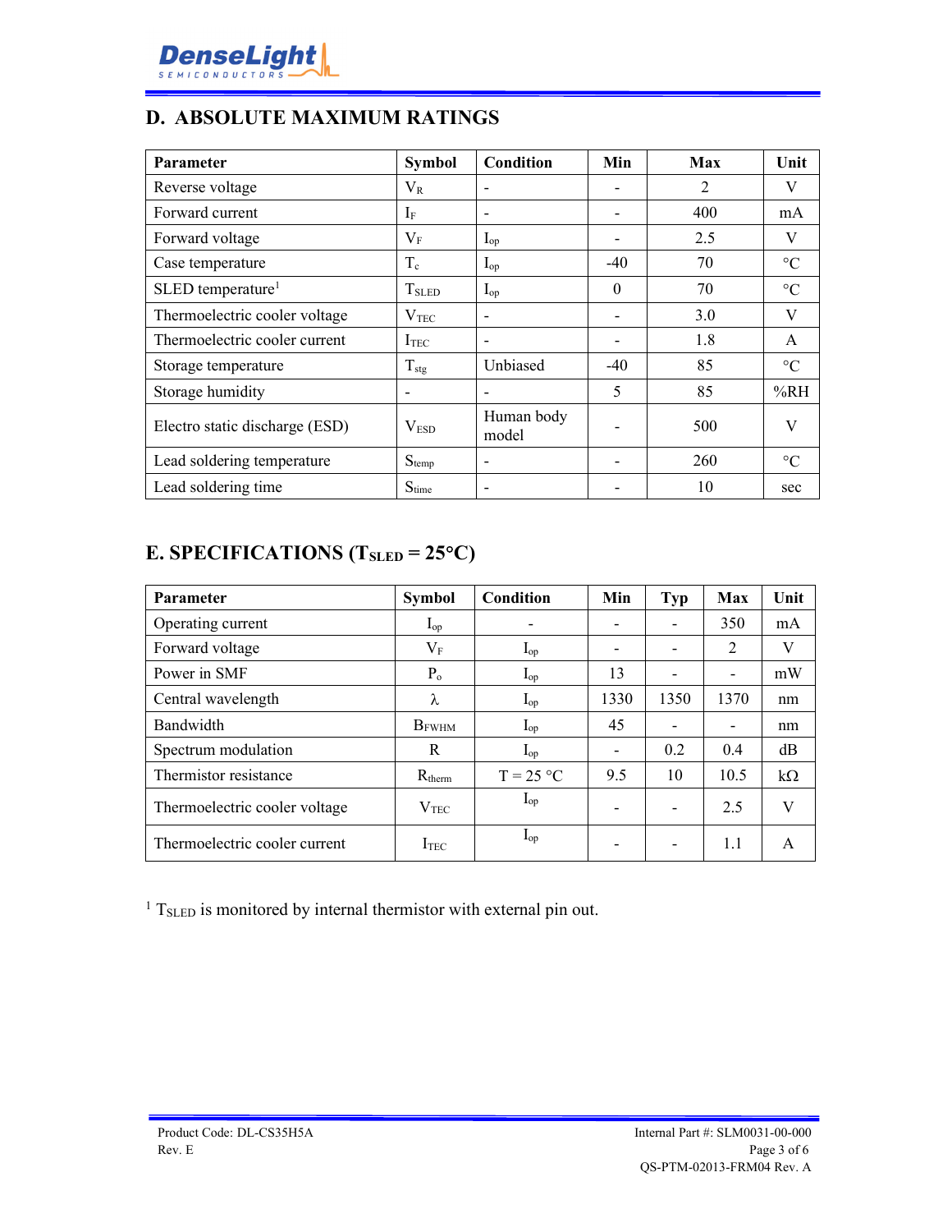## D. ABSOLUTE MAXIMUM RATINGS

| Parameter | Symbol | Condition | Min | Max | Unit |
|---|---|---|---|---|---|
| Reverse voltage | $V_R$ | - | - | 2 | V |
| Forward current | $I_F$ | - | - | 400 | mA |
| Forward voltage | $V_F$ | $I_{op}$ | - | 2.5 | V |
| Case temperature | $T_c$ | $I_{op}$ | -40 | 70 | °C |
| SLED temperature[1] | $T_{SLED}$ | $I_{op}$ | 0 | 70 | °C |
| Thermoelectric cooler voltage | $V_{TEC}$ | - | - | 3.0 | V |
| Thermoelectric cooler current | $I_{TEC}$ | - | - | 1.8 | A |
| Storage temperature | $T_{stg}$ | Unbiased | -40 | 85 | °C |
| Storage humidity | - | - | 5 | 85 | %RH |
| Electro static discharge (ESD) | $V_{ESD}$ | Human body model | - | 500 | V |
| Lead soldering temperature | $S_{temp}$ | - | - | 260 | °C |
| Lead soldering time | $S_{time}$ | - | - | 10 | sec |

## E. SPECIFICATIONS ($T_{SLED}$ = 25°C)

| Parameter | Symbol | Condition | Min | Typ | Max | Unit |
|---|---|---|---|---|---|---|
| Operating current | $I_{op}$ | - | - | - | 350 | mA |
| Forward voltage | $V_F$ | $I_{op}$ | - | - | 2 | V |
| Power in SMF | $P_o$ | $I_{op}$ | 13 | - | - | mW |
| Central wavelength | $\lambda$ | $I_{op}$ | 1330 | 1350 | 1370 | nm |
| Bandwidth | $B_{FWHM}$ | $I_{op}$ | 45 | - | - | nm |
| Spectrum modulation | R | $I_{op}$ | - | 0.2 | 0.4 | dB |
| Thermistor resistance | $R_{therm}$ | T = 25 °C | 9.5 | 10 | 10.5 | kΩ |
| Thermoelectric cooler voltage | $V_{TEC}$ | $I_{op}$ | - | - | 2.5 | V |
| Thermoelectric cooler current | $I_{TEC}$ | $I_{op}$ | - | - | 1.1 | A |

[1] $T_{SLED}$ is monitored by internal thermistor with external pin out.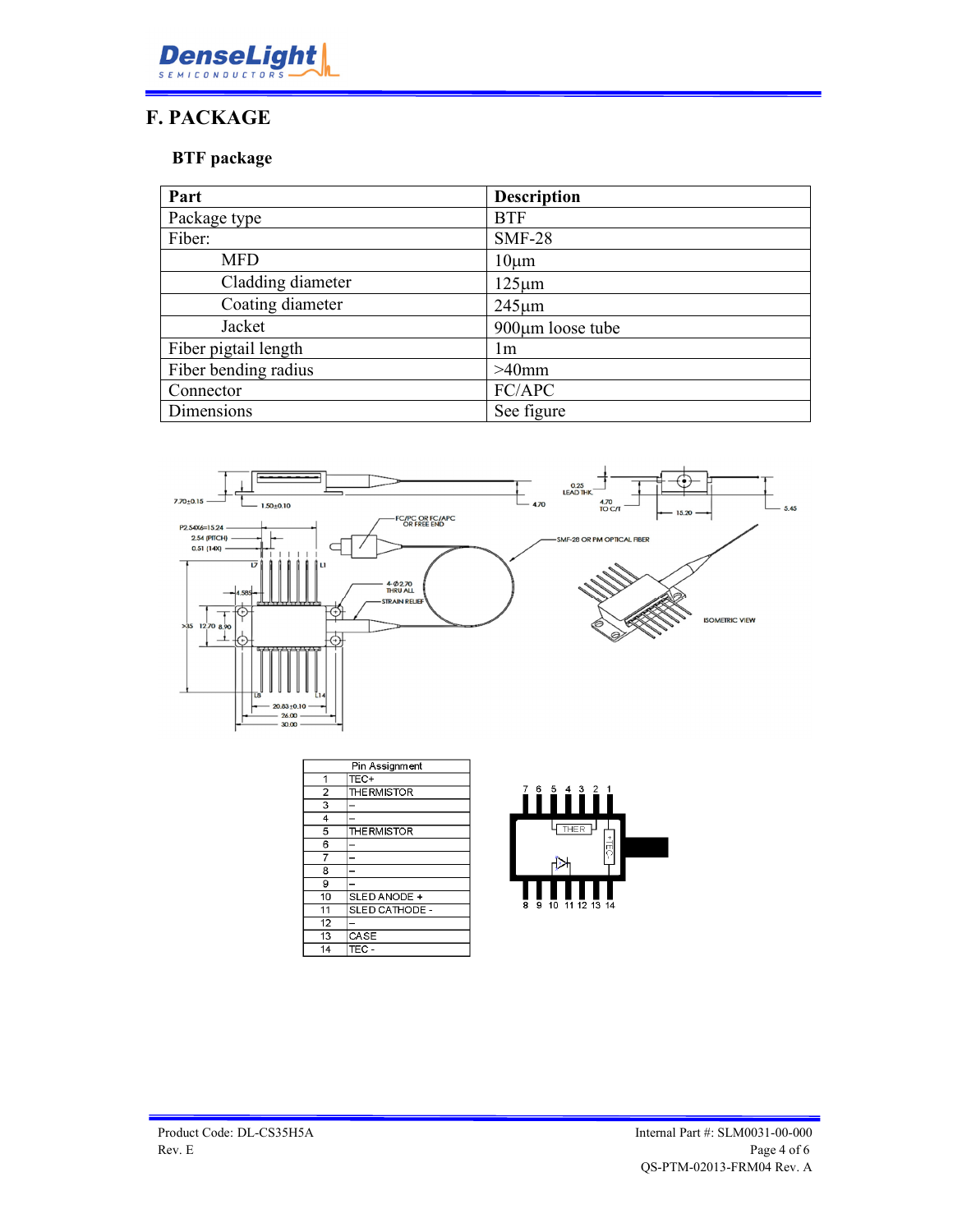## F. PACKAGE

### BTF package

| Part | Description |
|---|---|
| Package type | BTF |
| Fiber: | SMF-28 |
| MFD | 10µm |
| Cladding diameter | 125µm |
| Coating diameter | 245µm |
| Jacket | 900µm loose tube |
| Fiber pigtail length | 1m |
| Fiber bending radius | >40mm |
| Connector | FC/APC |
| Dimensions | See figure |

| Pin Assignment | |
|---|---|
| 1 | TEC+ |
| 2 | THERMISTOR |
| 3 | – |
| 4 | – |
| 5 | THERMISTOR |
| 6 | – |
| 7 | – |
| 8 | – |
| 9 | – |
| 10 | SLED ANODE + |
| 11 | SLED CATHODE - |
| 12 | – |
| 13 | CASE |
| 14 | TEC - |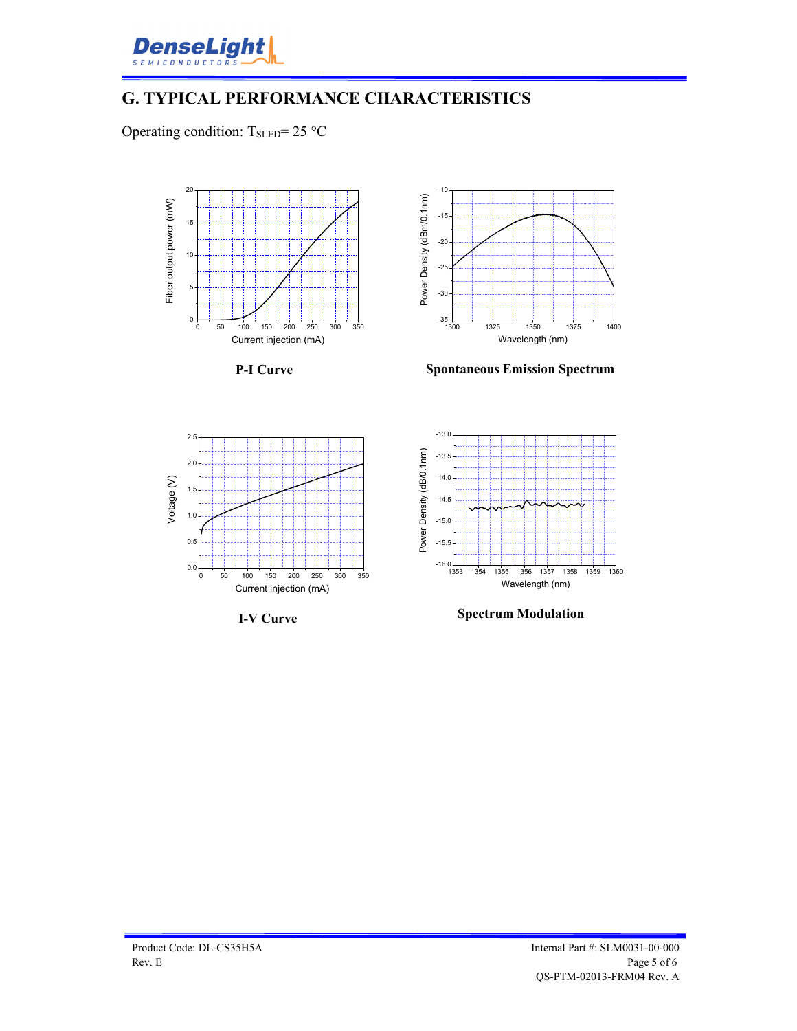## G. TYPICAL PERFORMANCE CHARACTERISTICS

Operating condition: $T_{SLED}$= 25 °C

**P-I Curve**

**Spontaneous Emission Spectrum**

**I-V Curve**

**Spectrum Modulation**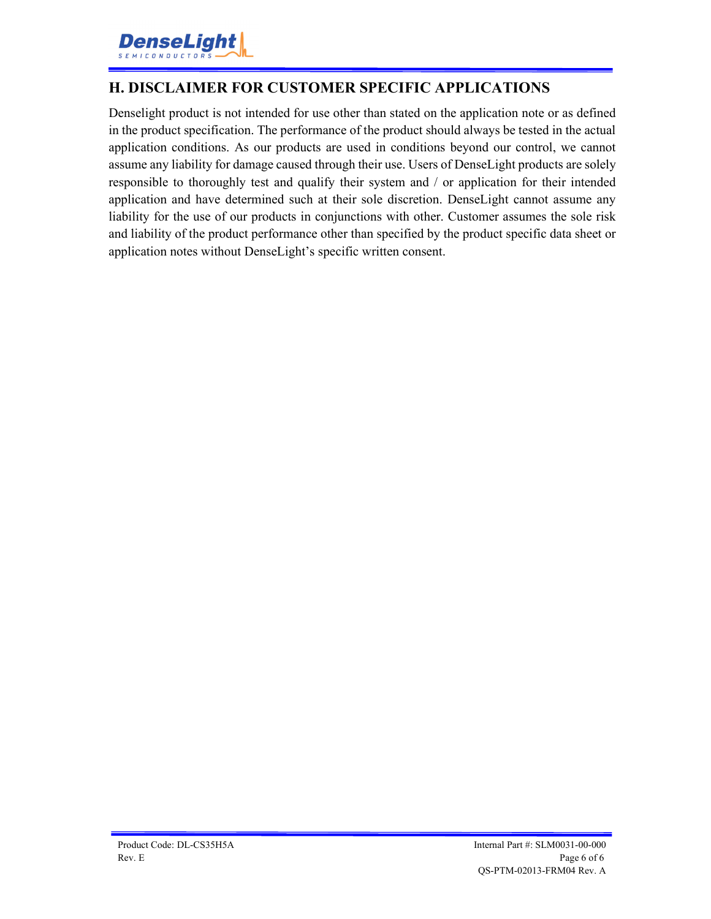## H. DISCLAIMER FOR CUSTOMER SPECIFIC APPLICATIONS

Denselight product is not intended for use other than stated on the application note or as defined in the product specification. The performance of the product should always be tested in the actual application conditions. As our products are used in conditions beyond our control, we cannot assume any liability for damage caused through their use. Users of DenseLight products are solely responsible to thoroughly test and qualify their system and / or application for their intended application and have determined such at their sole discretion. DenseLight cannot assume any liability for the use of our products in conjunctions with other. Customer assumes the sole risk and liability of the product performance other than specified by the product specific data sheet or application notes without DenseLight's specific written consent.